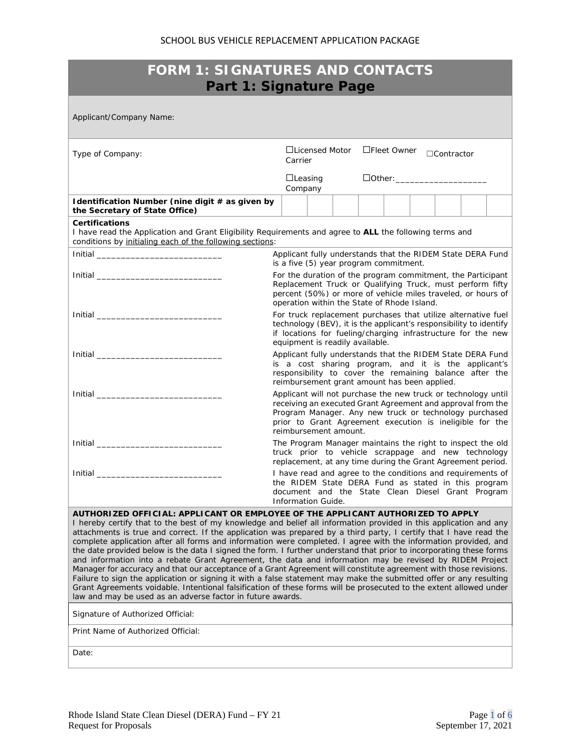SCHOOL BUS VEHICLE REPLACEMENT APPLICATION PACKAGE

# FORM 1: SIGNATURES AND CONTACTS
## Part 1: Signature Page

| | | | | | | | | | |
|---|---|---|---|---|---|---|---|---|---|
| Applicant/Company Name: | | | | | | | | | |
| Type of Company: | ☐Licensed Motor Carrier | | | ☐Fleet Owner | | | ☐Contractor | | |
| | ☐Leasing Company | | | ☐Other:___________________ | | | | | |
| **Identification Number (nine digit # as given by the Secretary of State Office)** | | | | | | | | | |

**Certifications**
I have read the Application and Grant Eligibility Requirements and agree to **ALL** the following terms and conditions by <u>initialing each of the following sections</u>:

| | |
|---|---|
| Initial ___________________________ | Applicant fully understands that the RIDEM State DERA Fund is a five (5) year program commitment. |
| Initial ___________________________ | For the duration of the program commitment, the Participant Replacement Truck or Qualifying Truck, must perform fifty percent (50%) or more of vehicle miles traveled, or hours of operation within the State of Rhode Island. |
| Initial ___________________________ | For truck replacement purchases that utilize alternative fuel technology (BEV), it is the applicant's responsibility to identify if locations for fueling/charging infrastructure for the new equipment is readily available. |
| Initial ___________________________ | Applicant fully understands that the RIDEM State DERA Fund is a cost sharing program, and it is the applicant's responsibility to cover the remaining balance after the reimbursement grant amount has been applied. |
| Initial ___________________________ | Applicant will not purchase the new truck or technology until receiving an executed Grant Agreement and approval from the Program Manager. Any new truck or technology purchased prior to Grant Agreement execution is ineligible for the reimbursement amount. |
| Initial ___________________________ | The Program Manager maintains the right to inspect the old truck prior to vehicle scrappage and new technology replacement, at any time during the Grant Agreement period. |
| Initial ___________________________ | I have read and agree to the conditions and requirements of the RIDEM State DERA Fund as stated in this program document and the State Clean Diesel Grant Program Information Guide. |

**AUTHORIZED OFFICIAL: APPLICANT OR EMPLOYEE OF THE APPLICANT AUTHORIZED TO APPLY**
I hereby certify that to the best of my knowledge and belief all information provided in this application and any attachments is true and correct. If the application was prepared by a third party, I certify that I have read the complete application after all forms and information were completed. I agree with the information provided, and the date provided below is the data I signed the form. I further understand that prior to incorporating these forms and information into a rebate Grant Agreement, the data and information may be revised by RIDEM Project Manager for accuracy and that our acceptance of a Grant Agreement will constitute agreement with those revisions. Failure to sign the application or signing it with a false statement may make the submitted offer or any resulting Grant Agreements voidable. Intentional falsification of these forms will be prosecuted to the extent allowed under law and may be used as an adverse factor in future awards.

Signature of Authorized Official:

Print Name of Authorized Official:

Date:

Rhode Island State Clean Diesel (DERA) Fund – FY 21
Request for Proposals
September 17, 2021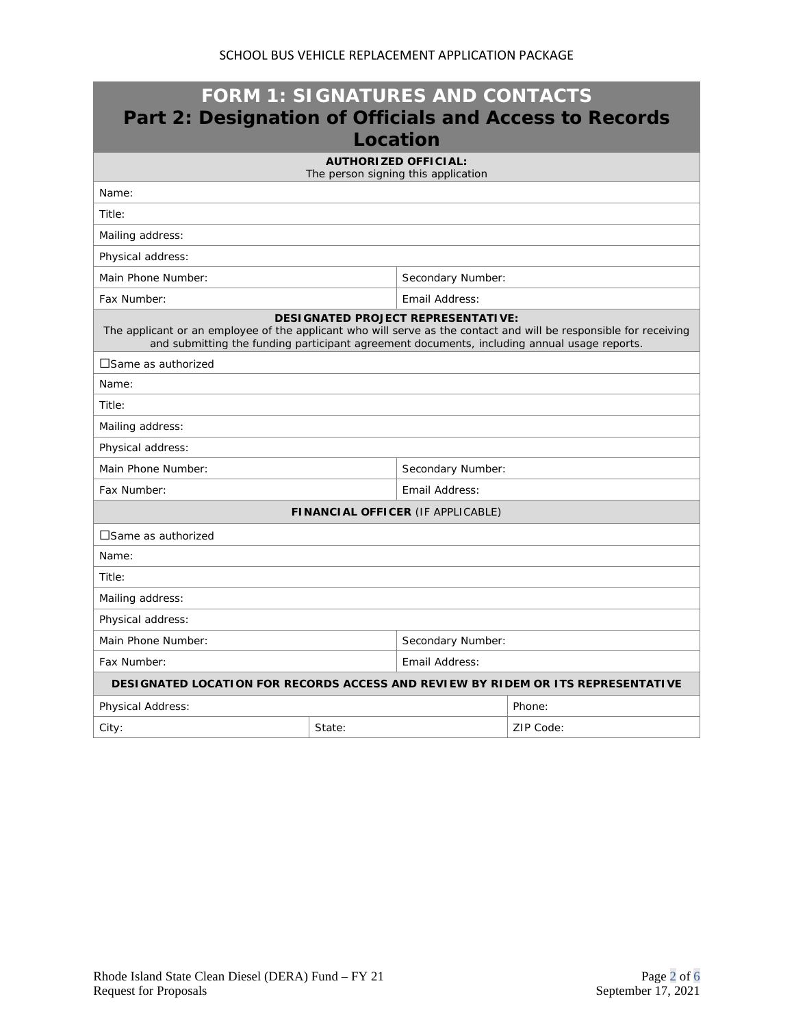# FORM 1: SIGNATURES AND CONTACTS

## Part 2: Designation of Officials and Access to Records Location

| **AUTHORIZED OFFICIAL:** The person signing this application | |
|---|---|
| Name: | |
| Title: | |
| Mailing address: | |
| Physical address: | |
| Main Phone Number: | Secondary Number: |
| Fax Number: | Email Address: |

| **DESIGNATED PROJECT REPRESENTATIVE:** The applicant or an employee of the applicant who will serve as the contact and will be responsible for receiving and submitting the funding participant agreement documents, including annual usage reports. | |
|---|---|
| ☐Same as authorized | |
| Name: | |
| Title: | |
| Mailing address: | |
| Physical address: | |
| Main Phone Number: | Secondary Number: |
| Fax Number: | Email Address: |

| **FINANCIAL OFFICER** (IF APPLICABLE) | |
|---|---|
| ☐Same as authorized | |
| Name: | |
| Title: | |
| Mailing address: | |
| Physical address: | |
| Main Phone Number: | Secondary Number: |
| Fax Number: | Email Address: |

| **DESIGNATED LOCATION FOR RECORDS ACCESS AND REVIEW BY RIDEM OR ITS REPRESENTATIVE** | | |
|---|---|---|
| Physical Address: | | Phone: |
| City: | State: | ZIP Code: |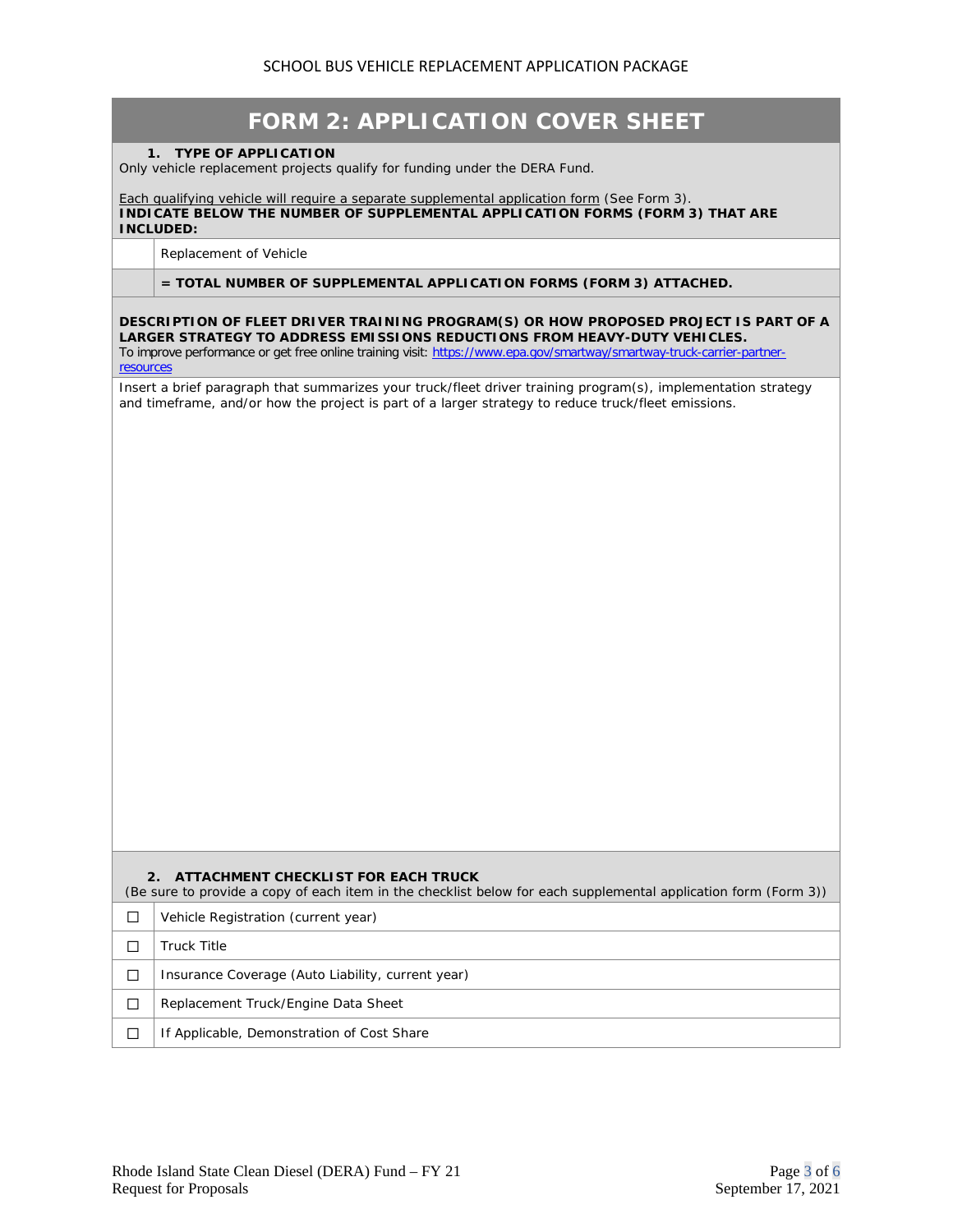# FORM 2: APPLICATION COVER SHEET

**1. TYPE OF APPLICATION**

Only vehicle replacement projects qualify for funding under the DERA Fund.

Each qualifying vehicle will require a separate supplemental application form (See Form 3).

**INDICATE BELOW THE NUMBER OF SUPPLEMENTAL APPLICATION FORMS (FORM 3) THAT ARE INCLUDED:**

| | |
|---|---|
| | Replacement of Vehicle |
| | **= TOTAL NUMBER OF SUPPLEMENTAL APPLICATION FORMS (FORM 3) ATTACHED.** |

**DESCRIPTION OF FLEET DRIVER TRAINING PROGRAM(S) OR HOW PROPOSED PROJECT IS PART OF A LARGER STRATEGY TO ADDRESS EMISSIONS REDUCTIONS FROM HEAVY-DUTY VEHICLES.**

To improve performance or get free online training visit: [https://www.epa.gov/smartway/smartway-truck-carrier-partner-resources](https://www.epa.gov/smartway/smartway-truck-carrier-partner-resources)

Insert a brief paragraph that summarizes your truck/fleet driver training program(s), implementation strategy and timeframe, and/or how the project is part of a larger strategy to reduce truck/fleet emissions.

**2. ATTACHMENT CHECKLIST FOR EACH TRUCK**

(Be sure to provide a copy of each item in the checklist below for each supplemental application form (Form 3))

| | |
|---|---|
| ☐ | Vehicle Registration (current year) |
| ☐ | Truck Title |
| ☐ | Insurance Coverage (Auto Liability, current year) |
| ☐ | Replacement Truck/Engine Data Sheet |
| ☐ | If Applicable, Demonstration of Cost Share |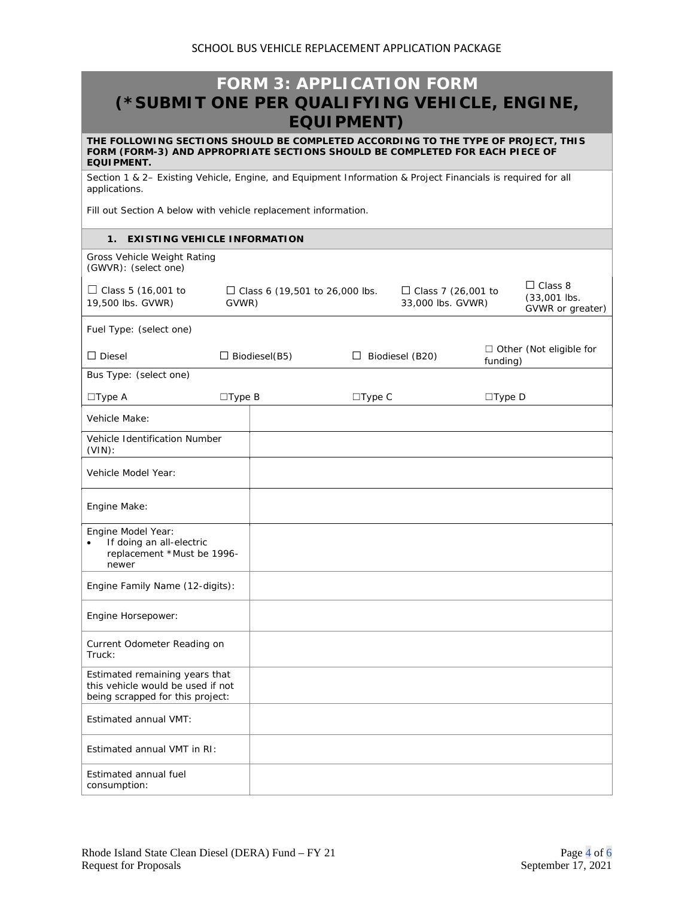# FORM 3: APPLICATION FORM (*SUBMIT ONE PER QUALIFYING VEHICLE, ENGINE, EQUIPMENT)

**THE FOLLOWING SECTIONS SHOULD BE COMPLETED ACCORDING TO THE TYPE OF PROJECT, THIS FORM (FORM-3) AND APPROPRIATE SECTIONS SHOULD BE COMPLETED FOR EACH PIECE OF EQUIPMENT.**

Section 1 & 2– Existing Vehicle, Engine, and Equipment Information & Project Financials is required for all applications.

Fill out Section A below with vehicle replacement information.

## 1. EXISTING VEHICLE INFORMATION

Gross Vehicle Weight Rating (GWVR): (select one)

| ☐ Class 5 (16,001 to 19,500 lbs. GVWR) | ☐ Class 6 (19,501 to 26,000 lbs. GVWR) | ☐ Class 7 (26,001 to 33,000 lbs. GVWR) | ☐ Class 8 (33,001 lbs. GVWR or greater) |
|---|---|---|---|

Fuel Type: (select one)

| ☐ Diesel | ☐ Biodiesel(B5) | ☐ Biodiesel (B20) | ☐ Other (Not eligible for funding) |
|---|---|---|---|

Bus Type: (select one)

| ☐Type A | ☐Type B | ☐Type C | ☐Type D |
|---|---|---|---|

| | |
|---|---|
| Vehicle Make: | |
| Vehicle Identification Number (VIN): | |
| Vehicle Model Year: | |
| Engine Make: | |
| Engine Model Year:<br>• If doing an all-electric replacement *Must be 1996-newer | |
| Engine Family Name (12-digits): | |
| Engine Horsepower: | |
| Current Odometer Reading on Truck: | |
| Estimated remaining years that this vehicle would be used if not being scrapped for this project: | |
| Estimated annual VMT: | |
| Estimated annual VMT in RI: | |
| Estimated annual fuel consumption: | |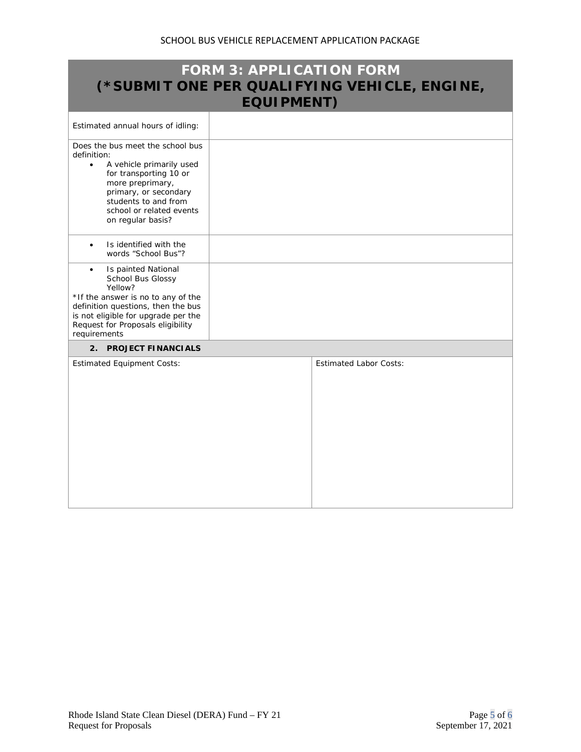## FORM 3: APPLICATION FORM (*SUBMIT ONE PER QUALIFYING VEHICLE, ENGINE, EQUIPMENT)

| | |
|---|---|
| Estimated annual hours of idling: | |
| Does the bus meet the school bus definition:<br>• A vehicle primarily used for transporting 10 or more preprimary, primary, or secondary students to and from school or related events on regular basis? | |
| • Is identified with the words "School Bus"? | |
| • Is painted National School Bus Glossy Yellow?<br>*If the answer is no to any of the definition questions, then the bus is not eligible for upgrade per the Request for Proposals eligibility requirements | |

**2. PROJECT FINANCIALS**

| Estimated Equipment Costs: | Estimated Labor Costs: |
|---|---|
| | |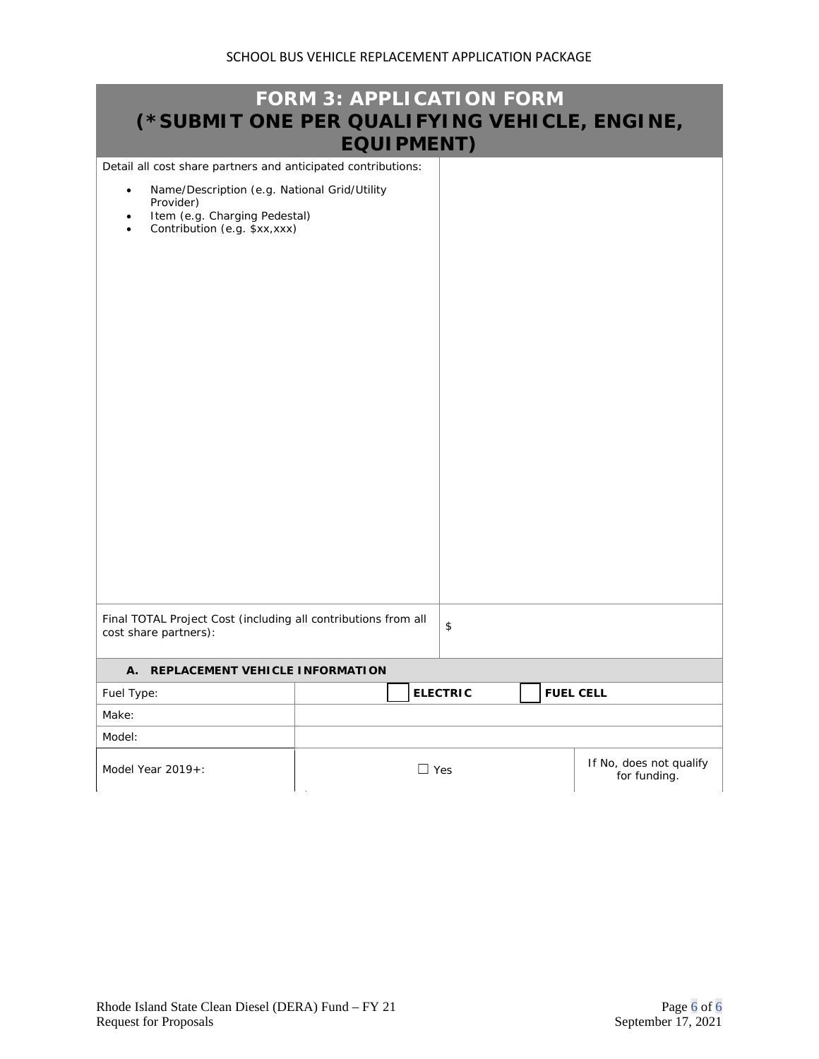SCHOOL BUS VEHICLE REPLACEMENT APPLICATION PACKAGE

## FORM 3: APPLICATION FORM (*SUBMIT ONE PER QUALIFYING VEHICLE, ENGINE, EQUIPMENT)

| | |
|---|---|
| Detail all cost share partners and anticipated contributions:<br>• Name/Description (e.g. National Grid/Utility Provider)<br>• Item (e.g. Charging Pedestal)<br>• Contribution (e.g. $xx,xxx) | |
| Final TOTAL Project Cost (including all contributions from all cost share partners): | $ |

**A. REPLACEMENT VEHICLE INFORMATION**

| | | |
|---|---|---|
| Fuel Type: | ☐ ELECTRIC ☐ FUEL CELL | |
| Make: | | |
| Model: | | |
| Model Year 2019+: | ☐ Yes | If No, does not qualify for funding. |